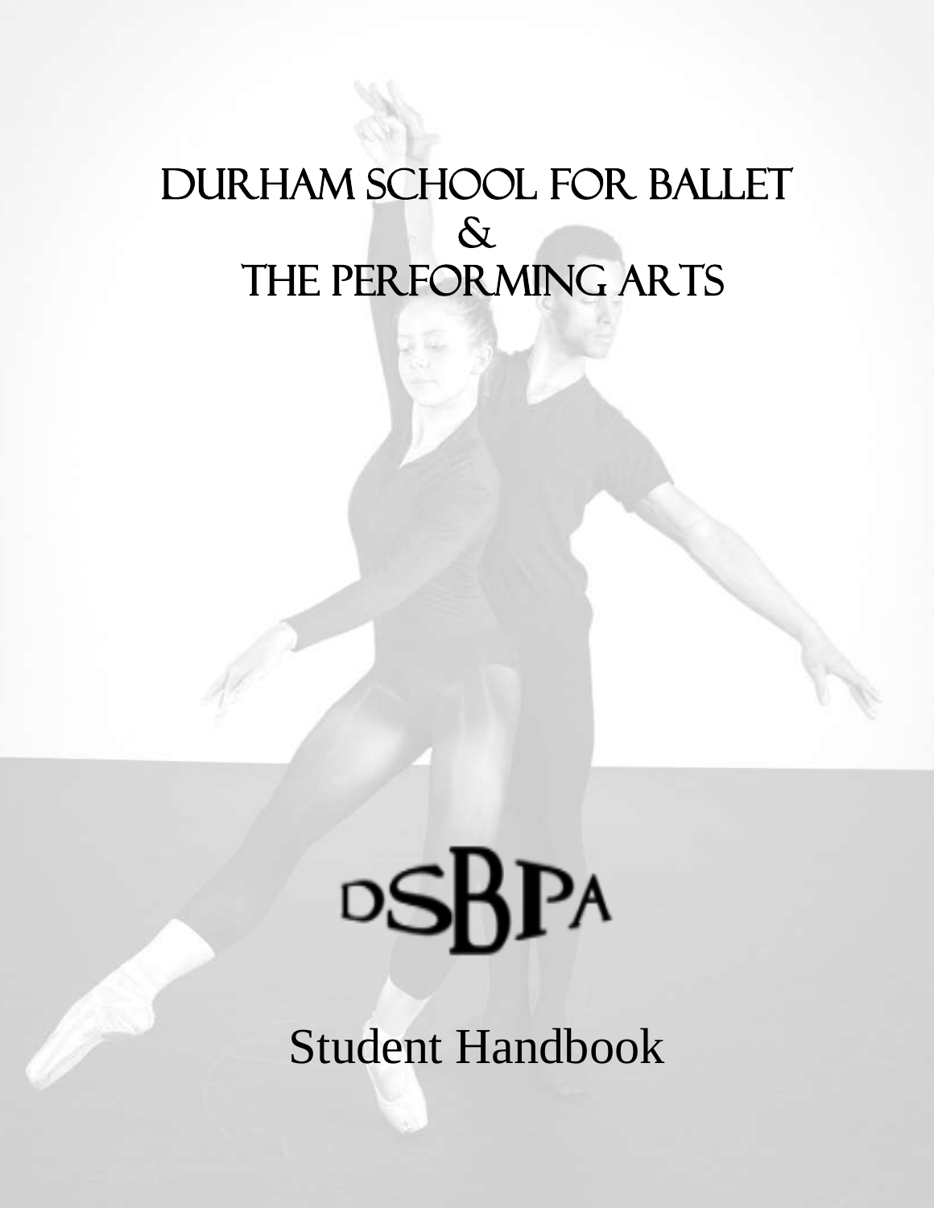# DURHAM SCHOOL FOR BALLET
# &
# THE PERFORMING ARTS

DSBPA

Student Handbook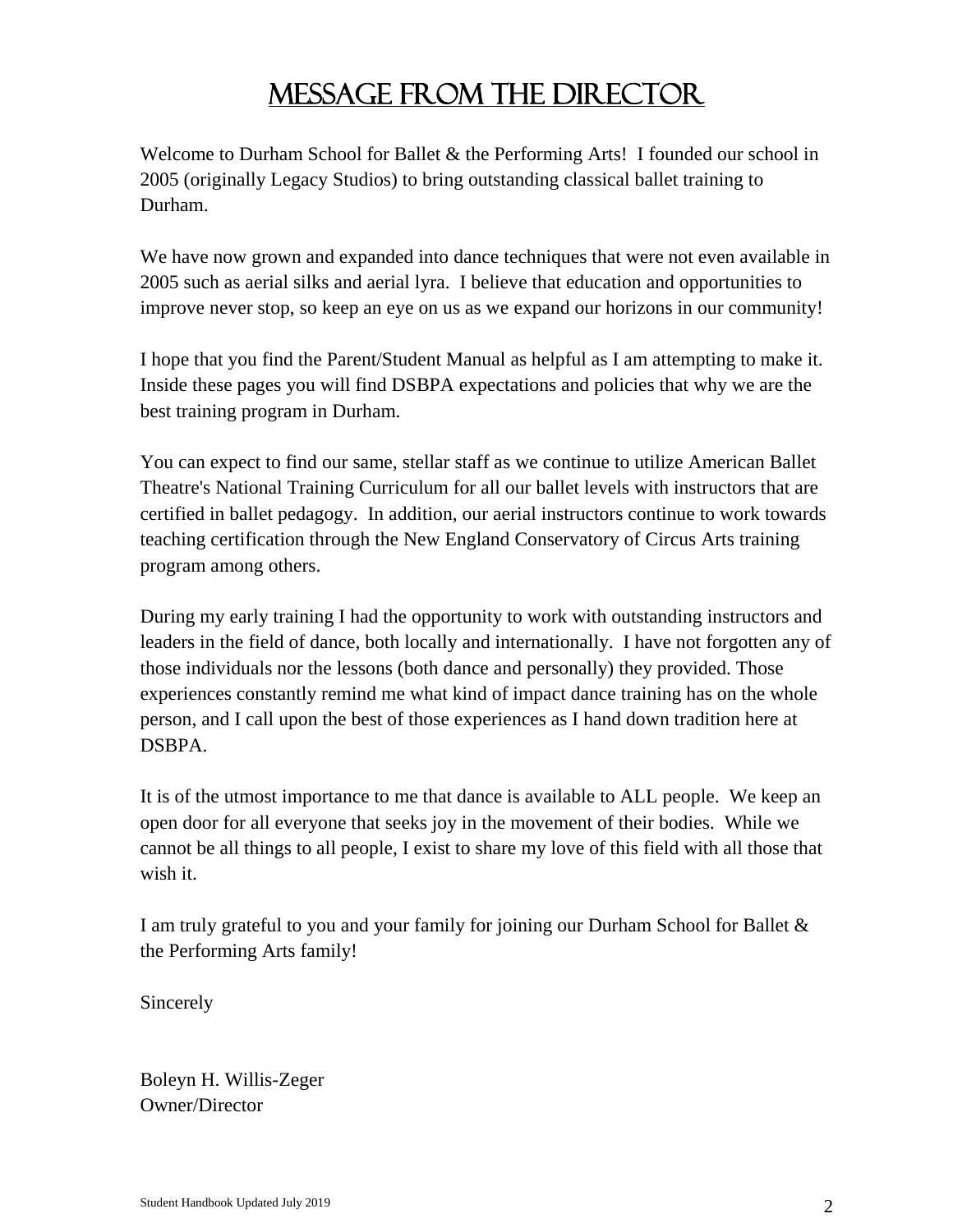# MESSAGE FROM THE DIRECTOR

Welcome to Durham School for Ballet & the Performing Arts! I founded our school in 2005 (originally Legacy Studios) to bring outstanding classical ballet training to Durham.

We have now grown and expanded into dance techniques that were not even available in 2005 such as aerial silks and aerial lyra. I believe that education and opportunities to improve never stop, so keep an eye on us as we expand our horizons in our community!

I hope that you find the Parent/Student Manual as helpful as I am attempting to make it. Inside these pages you will find DSBPA expectations and policies that why we are the best training program in Durham.

You can expect to find our same, stellar staff as we continue to utilize American Ballet Theatre's National Training Curriculum for all our ballet levels with instructors that are certified in ballet pedagogy. In addition, our aerial instructors continue to work towards teaching certification through the New England Conservatory of Circus Arts training program among others.

During my early training I had the opportunity to work with outstanding instructors and leaders in the field of dance, both locally and internationally. I have not forgotten any of those individuals nor the lessons (both dance and personally) they provided. Those experiences constantly remind me what kind of impact dance training has on the whole person, and I call upon the best of those experiences as I hand down tradition here at DSBPA.

It is of the utmost importance to me that dance is available to ALL people. We keep an open door for all everyone that seeks joy in the movement of their bodies. While we cannot be all things to all people, I exist to share my love of this field with all those that wish it.

I am truly grateful to you and your family for joining our Durham School for Ballet & the Performing Arts family!

Sincerely

Boleyn H. Willis-Zeger
Owner/Director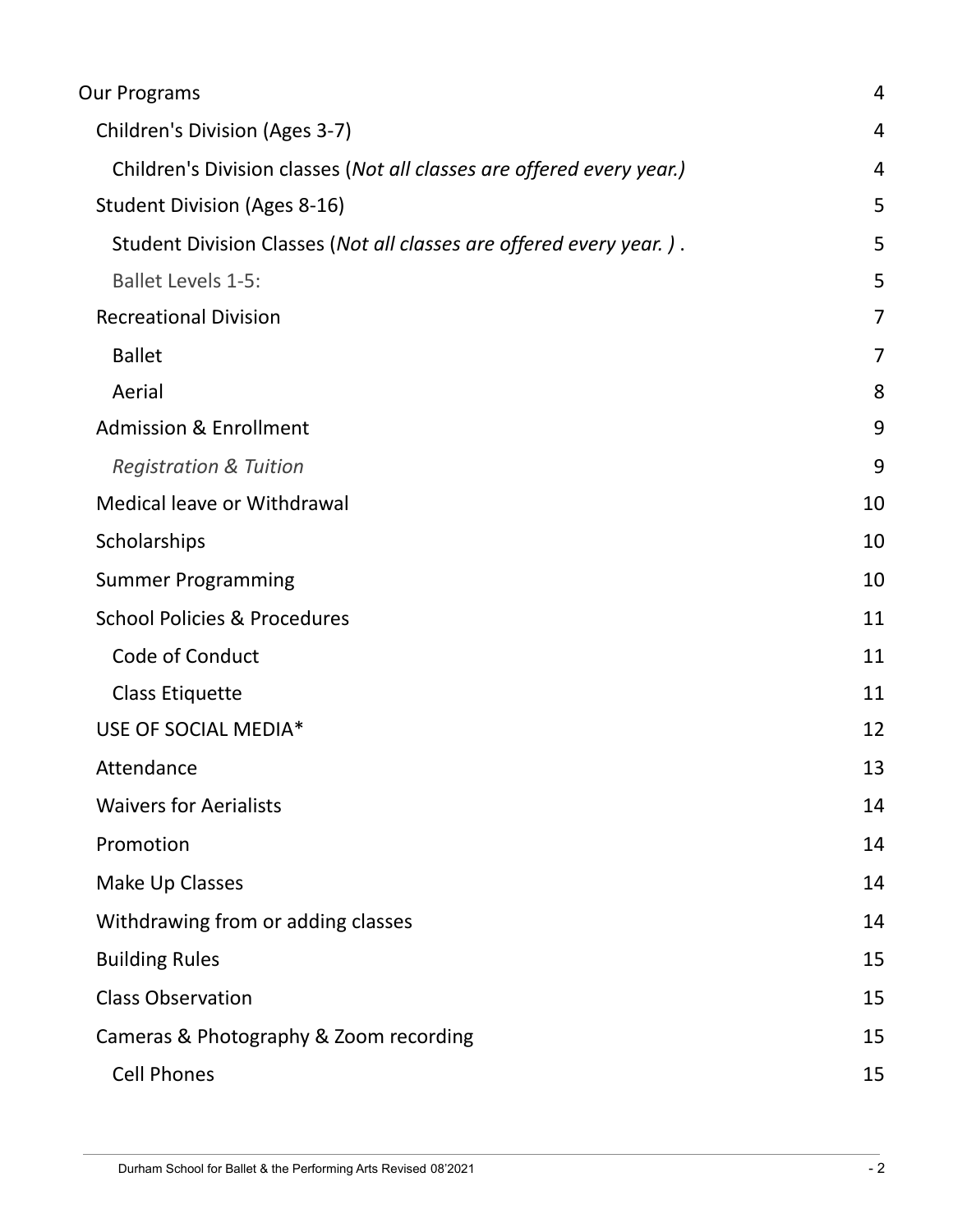Our Programs 4

- Children's Division (Ages 3-7) 4
  - Children's Division classes (*Not all classes are offered every year.)* 4
- Student Division (Ages 8-16) 5
  - Student Division Classes (*Not all classes are offered every year. )* . 5
  - Ballet Levels 1-5: 5
- Recreational Division 7
  - Ballet 7
  - Aerial 8
- Admission & Enrollment 9
  - *Registration & Tuition* 9
- Medical leave or Withdrawal 10
- Scholarships 10
- Summer Programming 10
- School Policies & Procedures 11
  - Code of Conduct 11
  - Class Etiquette 11
- USE OF SOCIAL MEDIA* 12
- Attendance 13
- Waivers for Aerialists 14
- Promotion 14
- Make Up Classes 14
- Withdrawing from or adding classes 14
- Building Rules 15
- Class Observation 15
- Cameras & Photography & Zoom recording 15
  - Cell Phones 15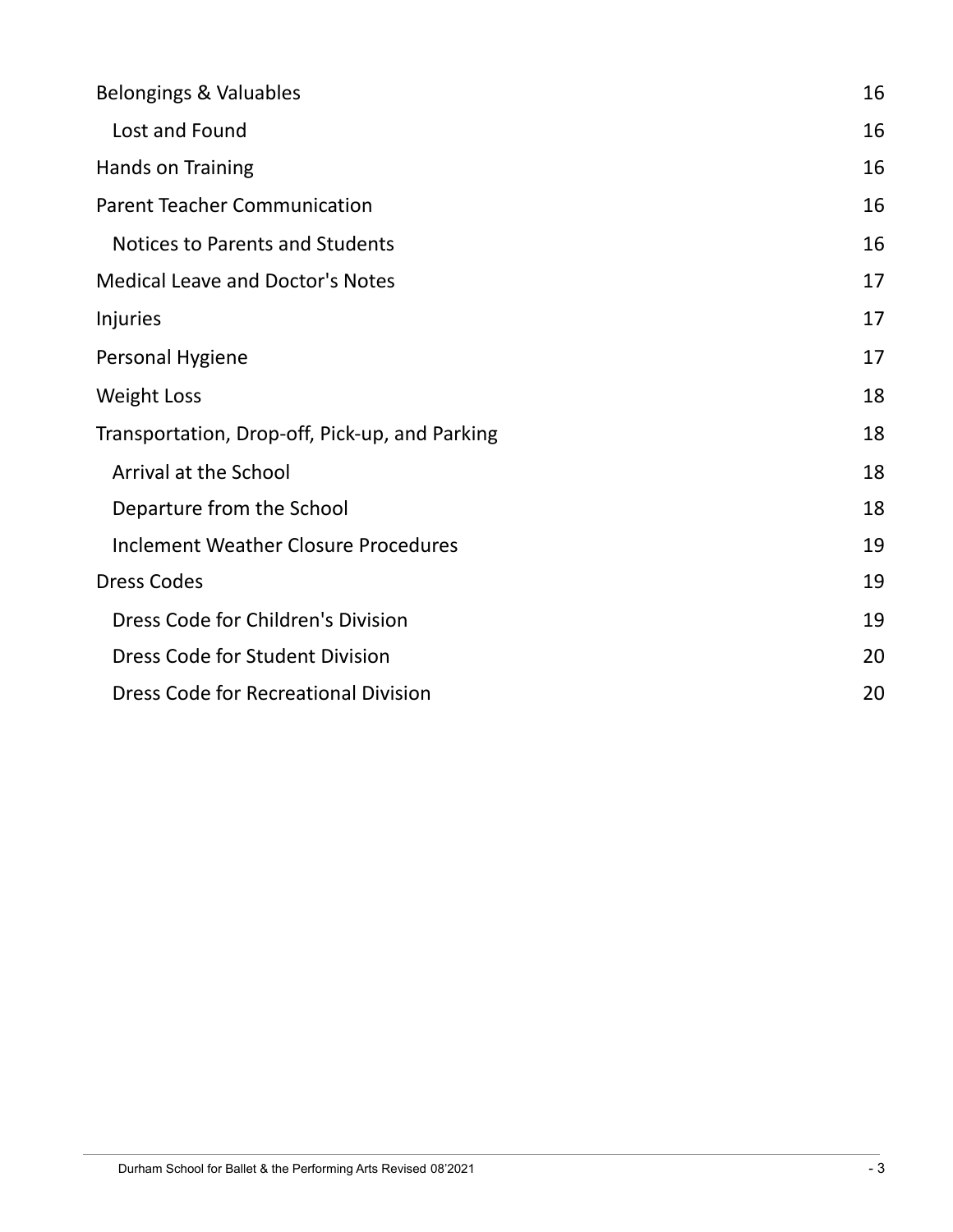| | |
|---|---|
| Belongings & Valuables | 16 |
| Lost and Found | 16 |
| Hands on Training | 16 |
| Parent Teacher Communication | 16 |
| Notices to Parents and Students | 16 |
| Medical Leave and Doctor's Notes | 17 |
| Injuries | 17 |
| Personal Hygiene | 17 |
| Weight Loss | 18 |
| Transportation, Drop-off, Pick-up, and Parking | 18 |
| Arrival at the School | 18 |
| Departure from the School | 18 |
| Inclement Weather Closure Procedures | 19 |
| Dress Codes | 19 |
| Dress Code for Children's Division | 19 |
| Dress Code for Student Division | 20 |
| Dress Code for Recreational Division | 20 |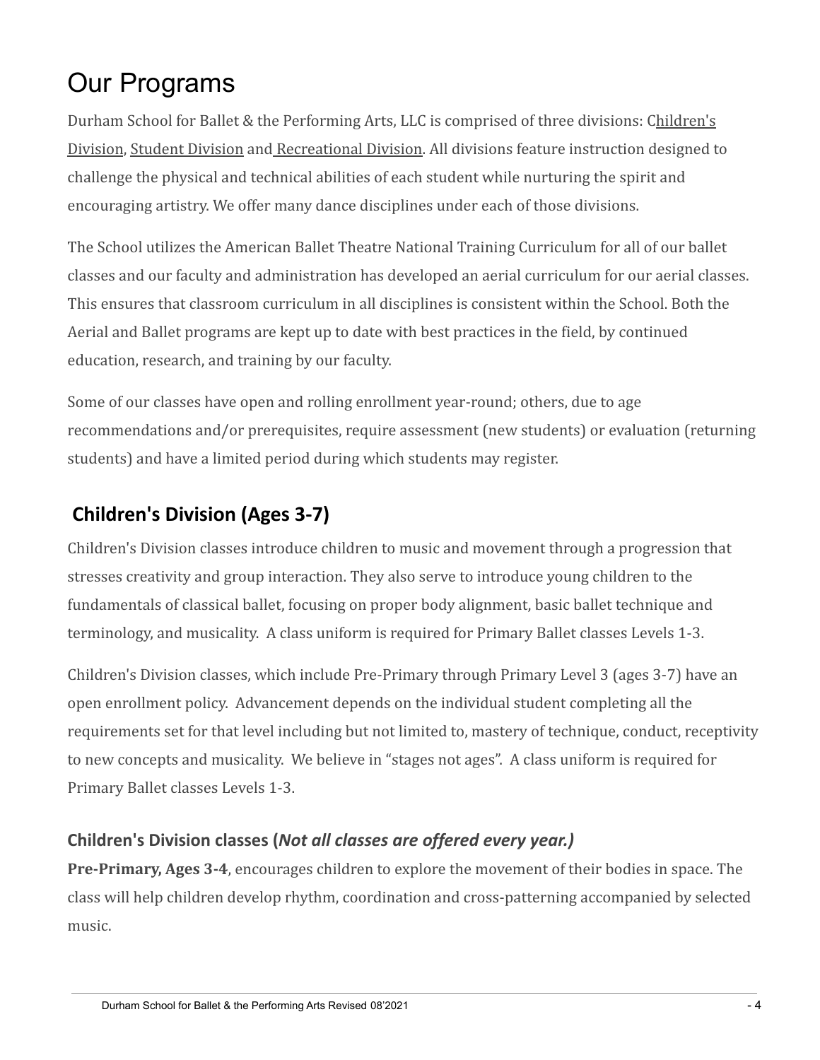# Our Programs

Durham School for Ballet & the Performing Arts, LLC is comprised of three divisions: Children's Division, Student Division and Recreational Division. All divisions feature instruction designed to challenge the physical and technical abilities of each student while nurturing the spirit and encouraging artistry. We offer many dance disciplines under each of those divisions.

The School utilizes the American Ballet Theatre National Training Curriculum for all of our ballet classes and our faculty and administration has developed an aerial curriculum for our aerial classes. This ensures that classroom curriculum in all disciplines is consistent within the School. Both the Aerial and Ballet programs are kept up to date with best practices in the field, by continued education, research, and training by our faculty.

Some of our classes have open and rolling enrollment year-round; others, due to age recommendations and/or prerequisites, require assessment (new students) or evaluation (returning students) and have a limited period during which students may register.

## Children's Division (Ages 3-7)

Children's Division classes introduce children to music and movement through a progression that stresses creativity and group interaction. They also serve to introduce young children to the fundamentals of classical ballet, focusing on proper body alignment, basic ballet technique and terminology, and musicality. A class uniform is required for Primary Ballet classes Levels 1-3.

Children's Division classes, which include Pre-Primary through Primary Level 3 (ages 3-7) have an open enrollment policy. Advancement depends on the individual student completing all the requirements set for that level including but not limited to, mastery of technique, conduct, receptivity to new concepts and musicality. We believe in "stages not ages". A class uniform is required for Primary Ballet classes Levels 1-3.

### Children's Division classes (*Not all classes are offered every year.)*

**Pre-Primary, Ages 3-4**, encourages children to explore the movement of their bodies in space. The class will help children develop rhythm, coordination and cross-patterning accompanied by selected music.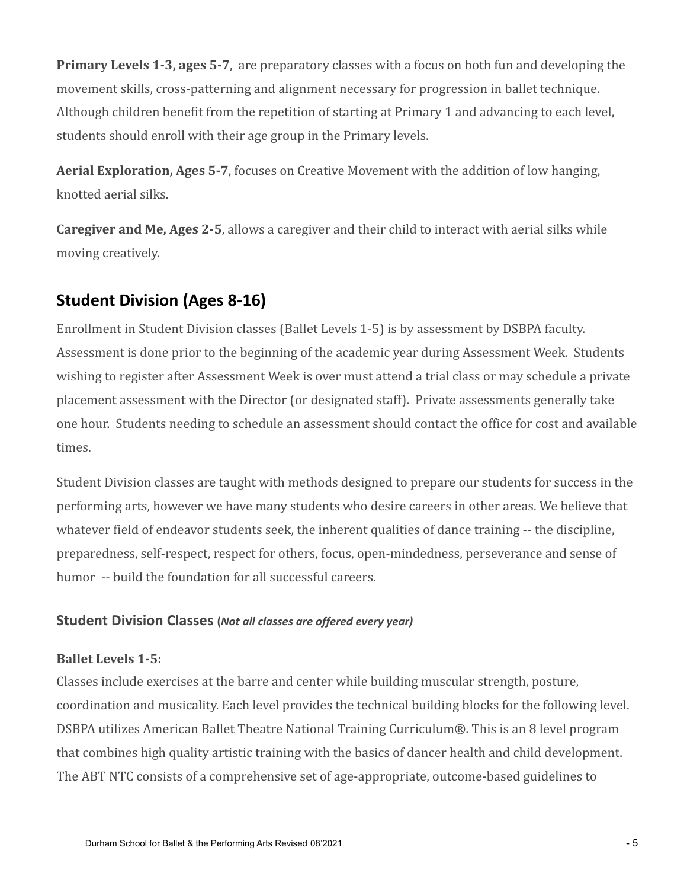**Primary Levels 1-3, ages 5-7**, are preparatory classes with a focus on both fun and developing the movement skills, cross-patterning and alignment necessary for progression in ballet technique. Although children benefit from the repetition of starting at Primary 1 and advancing to each level, students should enroll with their age group in the Primary levels.

**Aerial Exploration, Ages 5-7**, focuses on Creative Movement with the addition of low hanging, knotted aerial silks.

**Caregiver and Me, Ages 2-5**, allows a caregiver and their child to interact with aerial silks while moving creatively.

## Student Division (Ages 8-16)

Enrollment in Student Division classes (Ballet Levels 1-5) is by assessment by DSBPA faculty. Assessment is done prior to the beginning of the academic year during Assessment Week. Students wishing to register after Assessment Week is over must attend a trial class or may schedule a private placement assessment with the Director (or designated staff). Private assessments generally take one hour. Students needing to schedule an assessment should contact the office for cost and available times.

Student Division classes are taught with methods designed to prepare our students for success in the performing arts, however we have many students who desire careers in other areas. We believe that whatever field of endeavor students seek, the inherent qualities of dance training -- the discipline, preparedness, self-respect, respect for others, focus, open-mindedness, perseverance and sense of humor -- build the foundation for all successful careers.

### Student Division Classes (*Not all classes are offered every year)*

**Ballet Levels 1-5:**

Classes include exercises at the barre and center while building muscular strength, posture, coordination and musicality. Each level provides the technical building blocks for the following level. DSBPA utilizes American Ballet Theatre National Training Curriculum®. This is an 8 level program that combines high quality artistic training with the basics of dancer health and child development. The ABT NTC consists of a comprehensive set of age-appropriate, outcome-based guidelines to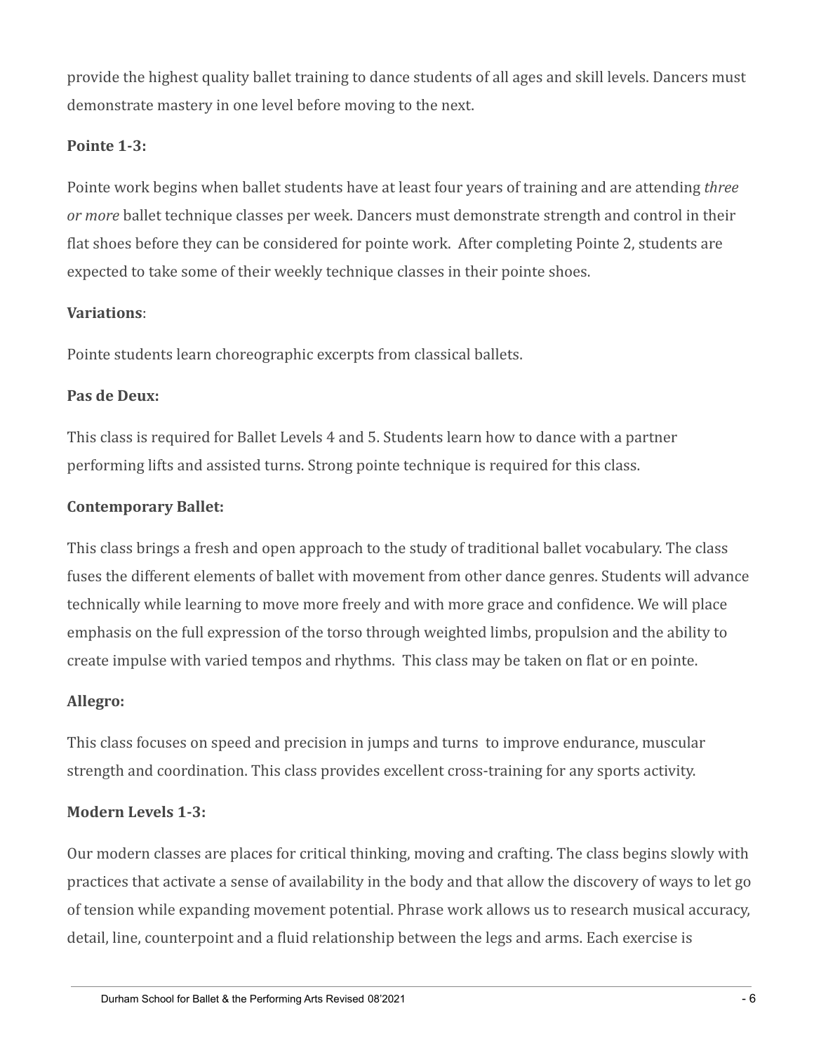provide the highest quality ballet training to dance students of all ages and skill levels. Dancers must demonstrate mastery in one level before moving to the next.

**Pointe 1-3:**

Pointe work begins when ballet students have at least four years of training and are attending *three or more* ballet technique classes per week. Dancers must demonstrate strength and control in their flat shoes before they can be considered for pointe work. After completing Pointe 2, students are expected to take some of their weekly technique classes in their pointe shoes.

**Variations**:

Pointe students learn choreographic excerpts from classical ballets.

**Pas de Deux:**

This class is required for Ballet Levels 4 and 5. Students learn how to dance with a partner performing lifts and assisted turns. Strong pointe technique is required for this class.

**Contemporary Ballet:**

This class brings a fresh and open approach to the study of traditional ballet vocabulary. The class fuses the different elements of ballet with movement from other dance genres. Students will advance technically while learning to move more freely and with more grace and confidence. We will place emphasis on the full expression of the torso through weighted limbs, propulsion and the ability to create impulse with varied tempos and rhythms. This class may be taken on flat or en pointe.

**Allegro:**

This class focuses on speed and precision in jumps and turns to improve endurance, muscular strength and coordination. This class provides excellent cross-training for any sports activity.

**Modern Levels 1-3:**

Our modern classes are places for critical thinking, moving and crafting. The class begins slowly with practices that activate a sense of availability in the body and that allow the discovery of ways to let go of tension while expanding movement potential. Phrase work allows us to research musical accuracy, detail, line, counterpoint and a fluid relationship between the legs and arms. Each exercise is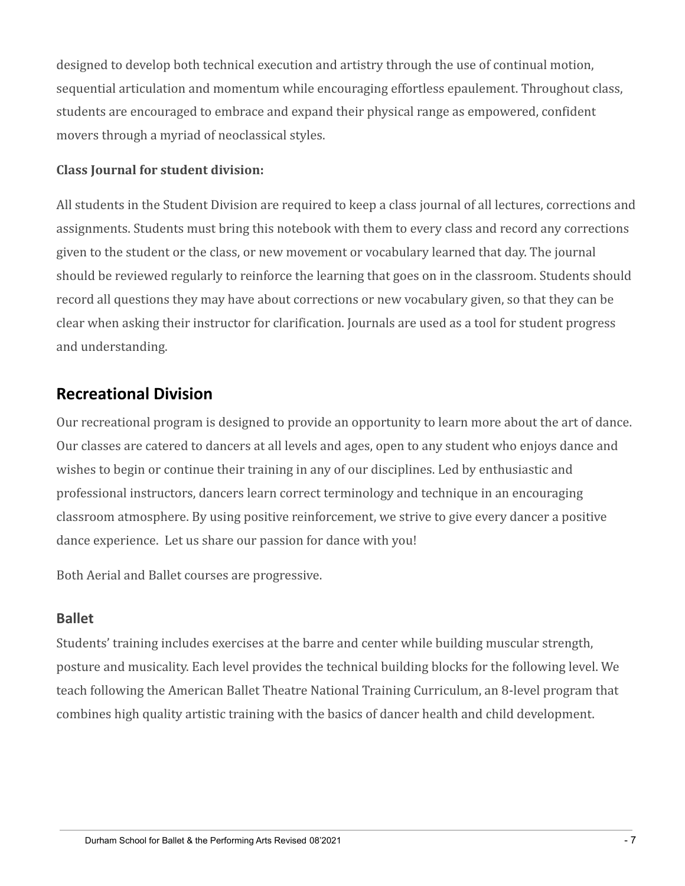designed to develop both technical execution and artistry through the use of continual motion, sequential articulation and momentum while encouraging effortless epaulement. Throughout class, students are encouraged to embrace and expand their physical range as empowered, confident movers through a myriad of neoclassical styles.

**Class Journal for student division:**

All students in the Student Division are required to keep a class journal of all lectures, corrections and assignments. Students must bring this notebook with them to every class and record any corrections given to the student or the class, or new movement or vocabulary learned that day. The journal should be reviewed regularly to reinforce the learning that goes on in the classroom. Students should record all questions they may have about corrections or new vocabulary given, so that they can be clear when asking their instructor for clarification. Journals are used as a tool for student progress and understanding.

## Recreational Division

Our recreational program is designed to provide an opportunity to learn more about the art of dance. Our classes are catered to dancers at all levels and ages, open to any student who enjoys dance and wishes to begin or continue their training in any of our disciplines. Led by enthusiastic and professional instructors, dancers learn correct terminology and technique in an encouraging classroom atmosphere. By using positive reinforcement, we strive to give every dancer a positive dance experience. Let us share our passion for dance with you!

Both Aerial and Ballet courses are progressive.

### Ballet

Students' training includes exercises at the barre and center while building muscular strength, posture and musicality. Each level provides the technical building blocks for the following level. We teach following the American Ballet Theatre National Training Curriculum, an 8-level program that combines high quality artistic training with the basics of dancer health and child development.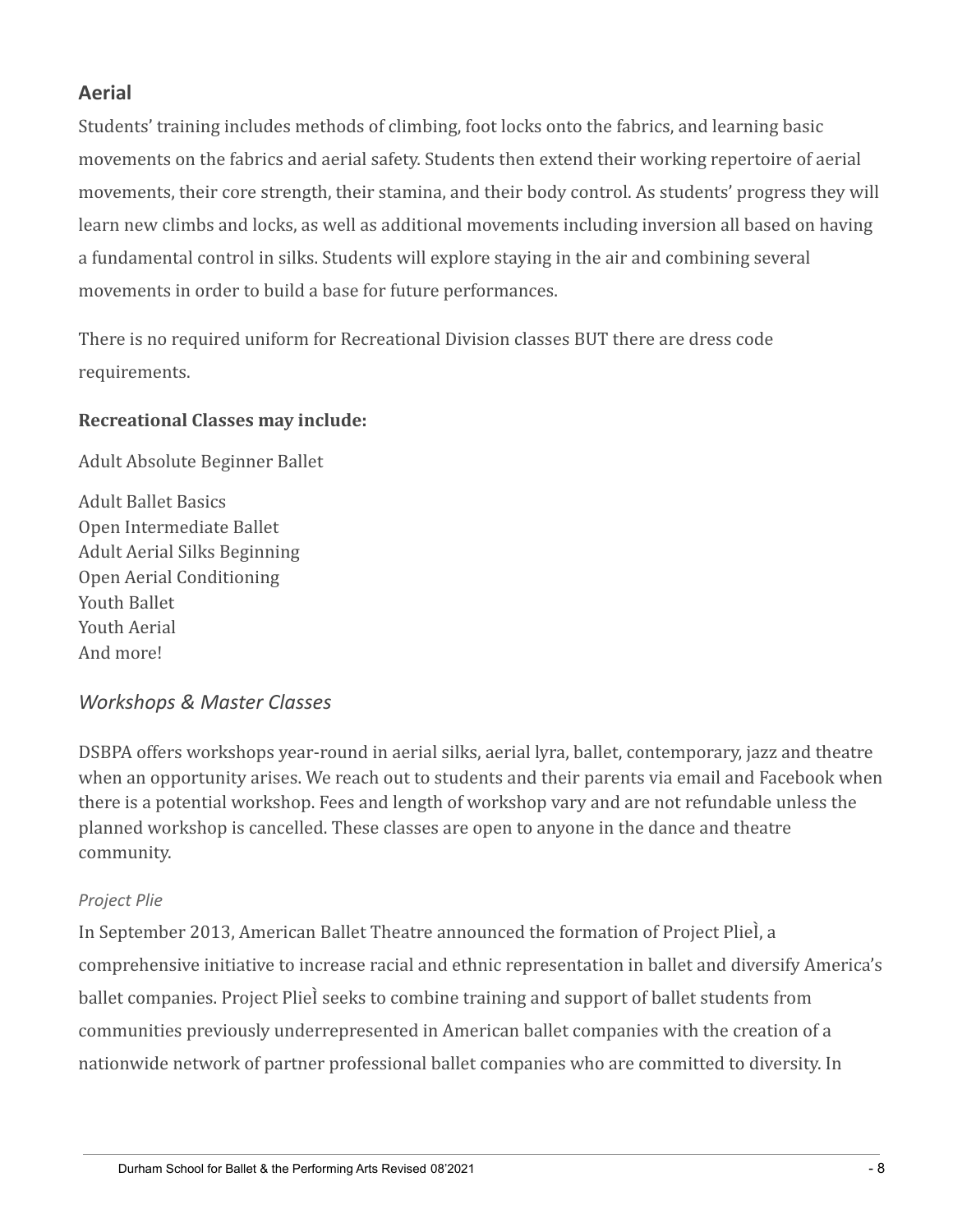## Aerial

Students' training includes methods of climbing, foot locks onto the fabrics, and learning basic movements on the fabrics and aerial safety. Students then extend their working repertoire of aerial movements, their core strength, their stamina, and their body control. As students' progress they will learn new climbs and locks, as well as additional movements including inversion all based on having a fundamental control in silks. Students will explore staying in the air and combining several movements in order to build a base for future performances.

There is no required uniform for Recreational Division classes BUT there are dress code requirements.

**Recreational Classes may include:**

Adult Absolute Beginner Ballet

Adult Ballet Basics
Open Intermediate Ballet
Adult Aerial Silks Beginning
Open Aerial Conditioning
Youth Ballet
Youth Aerial
And more!

### *Workshops & Master Classes*

DSBPA offers workshops year-round in aerial silks, aerial lyra, ballet, contemporary, jazz and theatre when an opportunity arises. We reach out to students and their parents via email and Facebook when there is a potential workshop. Fees and length of workshop vary and are not refundable unless the planned workshop is cancelled. These classes are open to anyone in the dance and theatre community.

#### *Project Plie*

In September 2013, American Ballet Theatre announced the formation of Project PlieÌ, a comprehensive initiative to increase racial and ethnic representation in ballet and diversify America's ballet companies. Project PlieÌ seeks to combine training and support of ballet students from communities previously underrepresented in American ballet companies with the creation of a nationwide network of partner professional ballet companies who are committed to diversity. In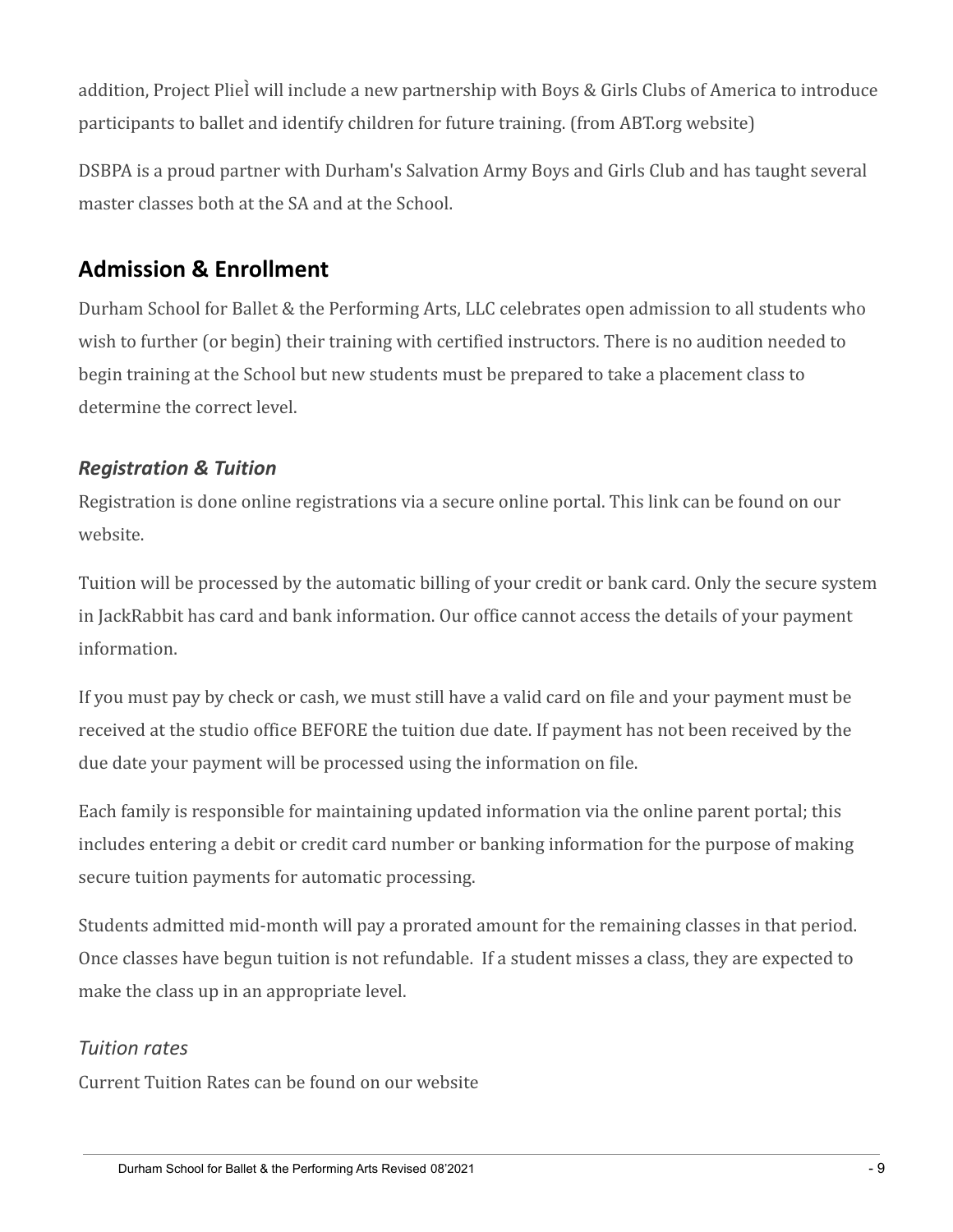addition, Project PlieÌ will include a new partnership with Boys & Girls Clubs of America to introduce participants to ballet and identify children for future training. (from ABT.org website)

DSBPA is a proud partner with Durham's Salvation Army Boys and Girls Club and has taught several master classes both at the SA and at the School.

## Admission & Enrollment

Durham School for Ballet & the Performing Arts, LLC celebrates open admission to all students who wish to further (or begin) their training with certified instructors. There is no audition needed to begin training at the School but new students must be prepared to take a placement class to determine the correct level.

### *Registration & Tuition*

Registration is done online registrations via a secure online portal. This link can be found on our website.

Tuition will be processed by the automatic billing of your credit or bank card. Only the secure system in JackRabbit has card and bank information. Our office cannot access the details of your payment information.

If you must pay by check or cash, we must still have a valid card on file and your payment must be received at the studio office BEFORE the tuition due date. If payment has not been received by the due date your payment will be processed using the information on file.

Each family is responsible for maintaining updated information via the online parent portal; this includes entering a debit or credit card number or banking information for the purpose of making secure tuition payments for automatic processing.

Students admitted mid-month will pay a prorated amount for the remaining classes in that period. Once classes have begun tuition is not refundable. If a student misses a class, they are expected to make the class up in an appropriate level.

#### *Tuition rates*

Current Tuition Rates can be found on our website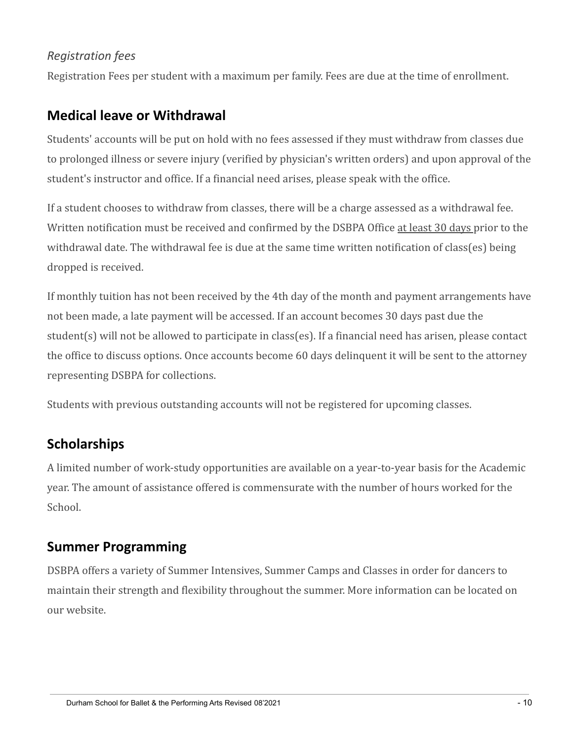*Registration fees*

Registration Fees per student with a maximum per family. Fees are due at the time of enrollment.

## Medical leave or Withdrawal

Students' accounts will be put on hold with no fees assessed if they must withdraw from classes due to prolonged illness or severe injury (verified by physician's written orders) and upon approval of the student's instructor and office. If a financial need arises, please speak with the office.

If a student chooses to withdraw from classes, there will be a charge assessed as a withdrawal fee. Written notification must be received and confirmed by the DSBPA Office <u>at least 30 days</u> prior to the withdrawal date. The withdrawal fee is due at the same time written notification of class(es) being dropped is received.

If monthly tuition has not been received by the 4th day of the month and payment arrangements have not been made, a late payment will be accessed. If an account becomes 30 days past due the student(s) will not be allowed to participate in class(es). If a financial need has arisen, please contact the office to discuss options. Once accounts become 60 days delinquent it will be sent to the attorney representing DSBPA for collections.

Students with previous outstanding accounts will not be registered for upcoming classes.

## Scholarships

A limited number of work-study opportunities are available on a year-to-year basis for the Academic year. The amount of assistance offered is commensurate with the number of hours worked for the School.

## Summer Programming

DSBPA offers a variety of Summer Intensives, Summer Camps and Classes in order for dancers to maintain their strength and flexibility throughout the summer. More information can be located on our website.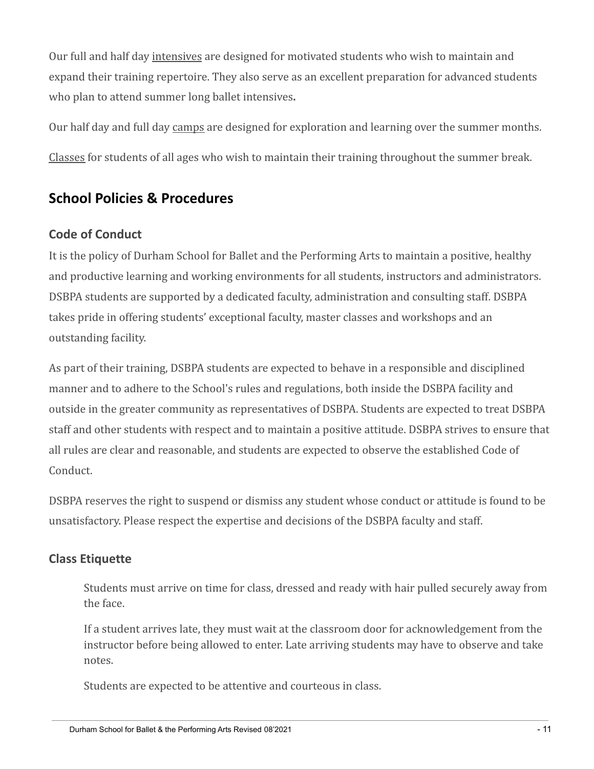Our full and half day intensives are designed for motivated students who wish to maintain and expand their training repertoire. They also serve as an excellent preparation for advanced students who plan to attend summer long ballet intensives**.**

Our half day and full day camps are designed for exploration and learning over the summer months.

Classes for students of all ages who wish to maintain their training throughout the summer break.

## School Policies & Procedures

### Code of Conduct

It is the policy of Durham School for Ballet and the Performing Arts to maintain a positive, healthy and productive learning and working environments for all students, instructors and administrators. DSBPA students are supported by a dedicated faculty, administration and consulting staff. DSBPA takes pride in offering students' exceptional faculty, master classes and workshops and an outstanding facility.

As part of their training, DSBPA students are expected to behave in a responsible and disciplined manner and to adhere to the School's rules and regulations, both inside the DSBPA facility and outside in the greater community as representatives of DSBPA. Students are expected to treat DSBPA staff and other students with respect and to maintain a positive attitude. DSBPA strives to ensure that all rules are clear and reasonable, and students are expected to observe the established Code of Conduct.

DSBPA reserves the right to suspend or dismiss any student whose conduct or attitude is found to be unsatisfactory. Please respect the expertise and decisions of the DSBPA faculty and staff.

### Class Etiquette

Students must arrive on time for class, dressed and ready with hair pulled securely away from the face.

If a student arrives late, they must wait at the classroom door for acknowledgement from the instructor before being allowed to enter. Late arriving students may have to observe and take notes.

Students are expected to be attentive and courteous in class.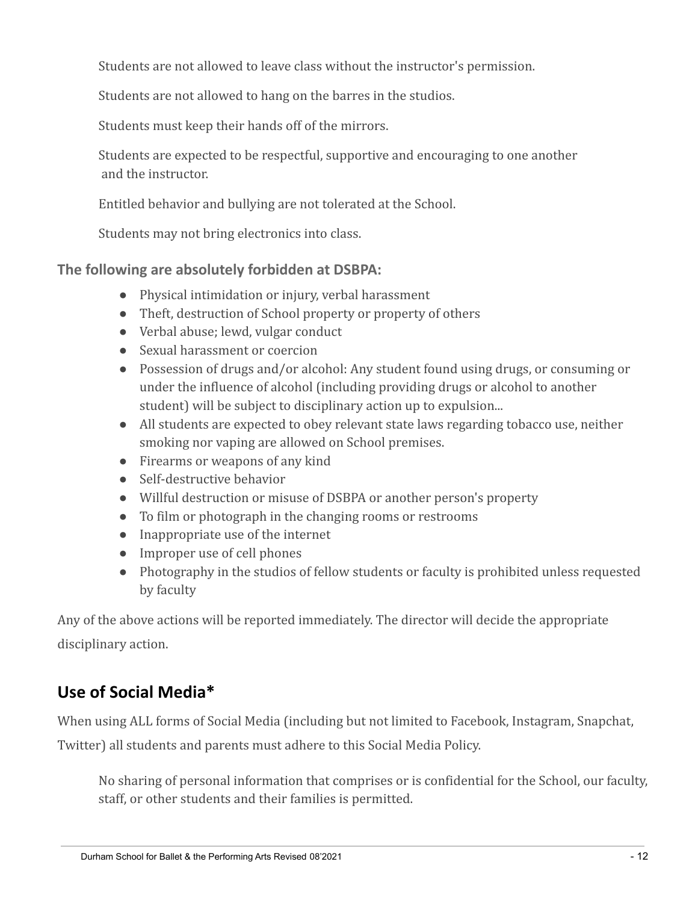Students are not allowed to leave class without the instructor's permission.

Students are not allowed to hang on the barres in the studios.

Students must keep their hands off of the mirrors.

Students are expected to be respectful, supportive and encouraging to one another and the instructor.

Entitled behavior and bullying are not tolerated at the School.

Students may not bring electronics into class.

**The following are absolutely forbidden at DSBPA:**

- Physical intimidation or injury, verbal harassment
- Theft, destruction of School property or property of others
- Verbal abuse; lewd, vulgar conduct
- Sexual harassment or coercion
- Possession of drugs and/or alcohol: Any student found using drugs, or consuming or under the influence of alcohol (including providing drugs or alcohol to another student) will be subject to disciplinary action up to expulsion...
- All students are expected to obey relevant state laws regarding tobacco use, neither smoking nor vaping are allowed on School premises.
- Firearms or weapons of any kind
- Self-destructive behavior
- Willful destruction or misuse of DSBPA or another person's property
- To film or photograph in the changing rooms or restrooms
- Inappropriate use of the internet
- Improper use of cell phones
- Photography in the studios of fellow students or faculty is prohibited unless requested by faculty

Any of the above actions will be reported immediately. The director will decide the appropriate disciplinary action.

## Use of Social Media*

When using ALL forms of Social Media (including but not limited to Facebook, Instagram, Snapchat, Twitter) all students and parents must adhere to this Social Media Policy.

No sharing of personal information that comprises or is confidential for the School, our faculty, staff, or other students and their families is permitted.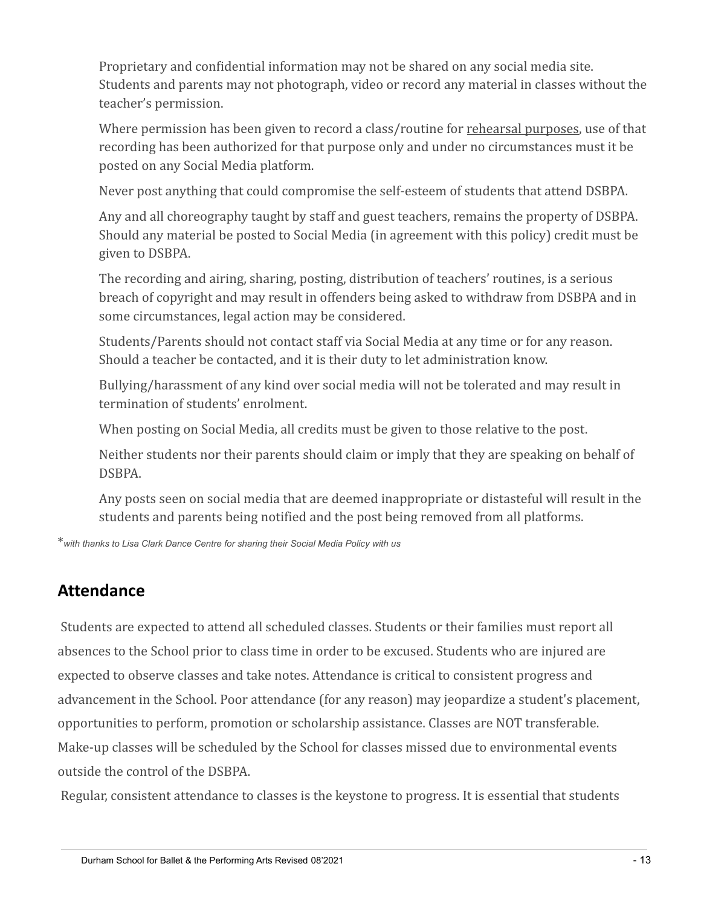Proprietary and confidential information may not be shared on any social media site. Students and parents may not photograph, video or record any material in classes without the teacher's permission.

Where permission has been given to record a class/routine for rehearsal purposes, use of that recording has been authorized for that purpose only and under no circumstances must it be posted on any Social Media platform.

Never post anything that could compromise the self-esteem of students that attend DSBPA.

Any and all choreography taught by staff and guest teachers, remains the property of DSBPA. Should any material be posted to Social Media (in agreement with this policy) credit must be given to DSBPA.

The recording and airing, sharing, posting, distribution of teachers' routines, is a serious breach of copyright and may result in offenders being asked to withdraw from DSBPA and in some circumstances, legal action may be considered.

Students/Parents should not contact staff via Social Media at any time or for any reason. Should a teacher be contacted, and it is their duty to let administration know.

Bullying/harassment of any kind over social media will not be tolerated and may result in termination of students' enrolment.

When posting on Social Media, all credits must be given to those relative to the post.

Neither students nor their parents should claim or imply that they are speaking on behalf of DSBPA.

Any posts seen on social media that are deemed inappropriate or distasteful will result in the students and parents being notified and the post being removed from all platforms.

\**with thanks to Lisa Clark Dance Centre for sharing their Social Media Policy with us*

## Attendance

Students are expected to attend all scheduled classes. Students or their families must report all absences to the School prior to class time in order to be excused. Students who are injured are expected to observe classes and take notes. Attendance is critical to consistent progress and advancement in the School. Poor attendance (for any reason) may jeopardize a student's placement, opportunities to perform, promotion or scholarship assistance. Classes are NOT transferable. Make-up classes will be scheduled by the School for classes missed due to environmental events outside the control of the DSBPA.

Regular, consistent attendance to classes is the keystone to progress. It is essential that students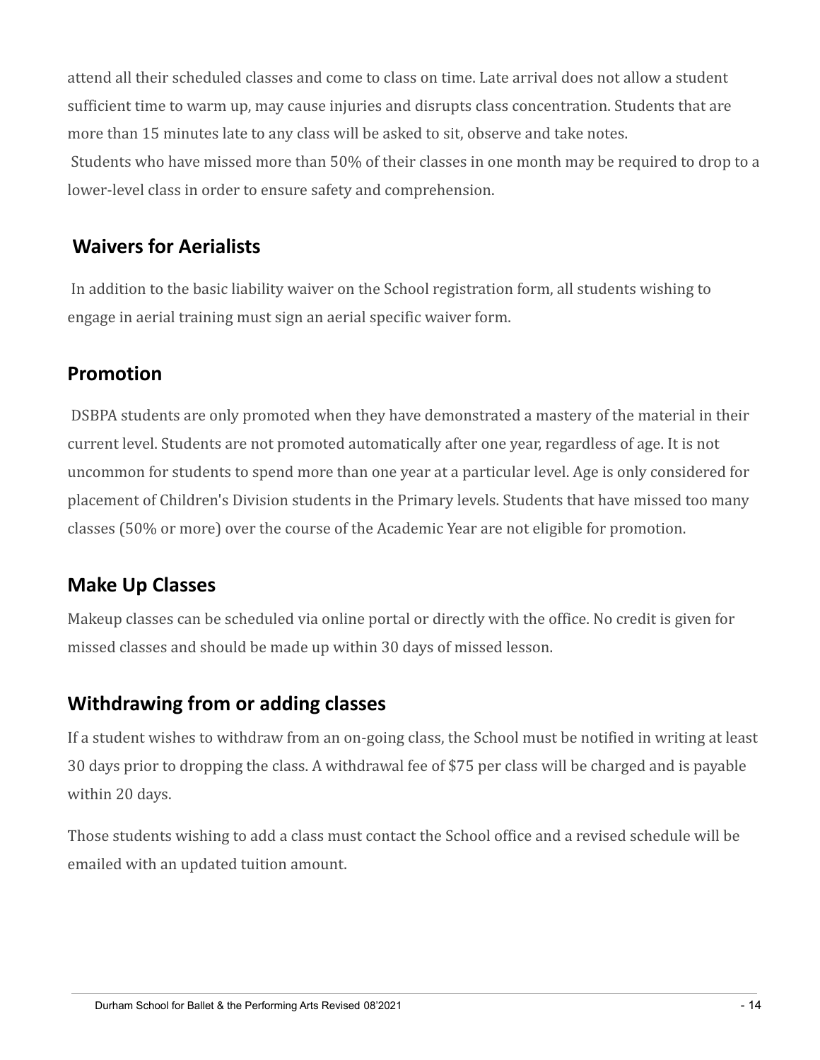attend all their scheduled classes and come to class on time. Late arrival does not allow a student sufficient time to warm up, may cause injuries and disrupts class concentration. Students that are more than 15 minutes late to any class will be asked to sit, observe and take notes.

Students who have missed more than 50% of their classes in one month may be required to drop to a lower-level class in order to ensure safety and comprehension.

## Waivers for Aerialists

In addition to the basic liability waiver on the School registration form, all students wishing to engage in aerial training must sign an aerial specific waiver form.

## Promotion

DSBPA students are only promoted when they have demonstrated a mastery of the material in their current level. Students are not promoted automatically after one year, regardless of age. It is not uncommon for students to spend more than one year at a particular level. Age is only considered for placement of Children's Division students in the Primary levels. Students that have missed too many classes (50% or more) over the course of the Academic Year are not eligible for promotion.

## Make Up Classes

Makeup classes can be scheduled via online portal or directly with the office. No credit is given for missed classes and should be made up within 30 days of missed lesson.

## Withdrawing from or adding classes

If a student wishes to withdraw from an on-going class, the School must be notified in writing at least 30 days prior to dropping the class. A withdrawal fee of $75 per class will be charged and is payable within 20 days.

Those students wishing to add a class must contact the School office and a revised schedule will be emailed with an updated tuition amount.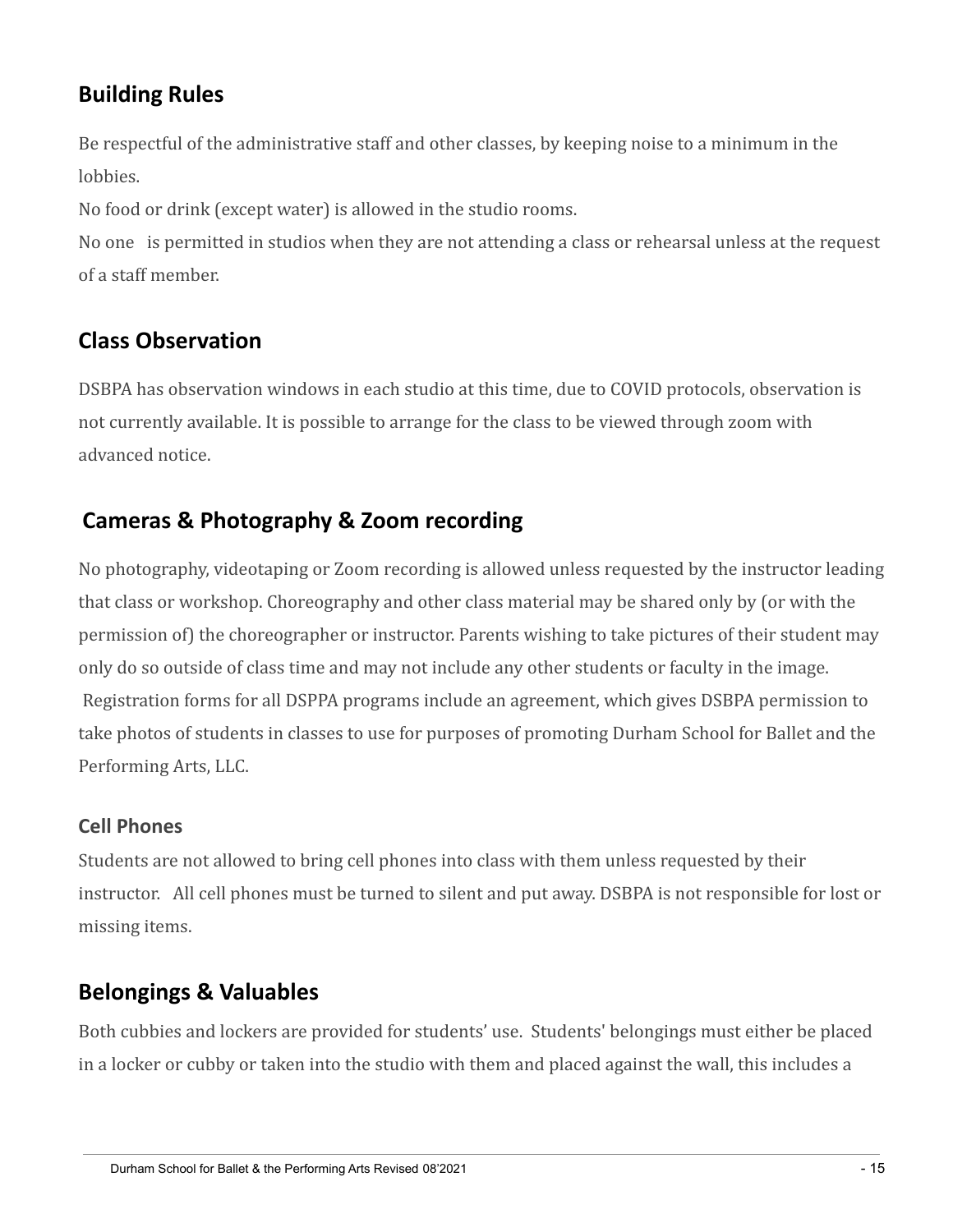## Building Rules

Be respectful of the administrative staff and other classes, by keeping noise to a minimum in the lobbies.

No food or drink (except water) is allowed in the studio rooms.

No one is permitted in studios when they are not attending a class or rehearsal unless at the request of a staff member.

## Class Observation

DSBPA has observation windows in each studio at this time, due to COVID protocols, observation is not currently available. It is possible to arrange for the class to be viewed through zoom with advanced notice.

## Cameras & Photography & Zoom recording

No photography, videotaping or Zoom recording is allowed unless requested by the instructor leading that class or workshop. Choreography and other class material may be shared only by (or with the permission of) the choreographer or instructor. Parents wishing to take pictures of their student may only do so outside of class time and may not include any other students or faculty in the image. Registration forms for all DSPPA programs include an agreement, which gives DSBPA permission to take photos of students in classes to use for purposes of promoting Durham School for Ballet and the Performing Arts, LLC.

### Cell Phones

Students are not allowed to bring cell phones into class with them unless requested by their instructor. All cell phones must be turned to silent and put away. DSBPA is not responsible for lost or missing items.

## Belongings & Valuables

Both cubbies and lockers are provided for students' use. Students' belongings must either be placed in a locker or cubby or taken into the studio with them and placed against the wall, this includes a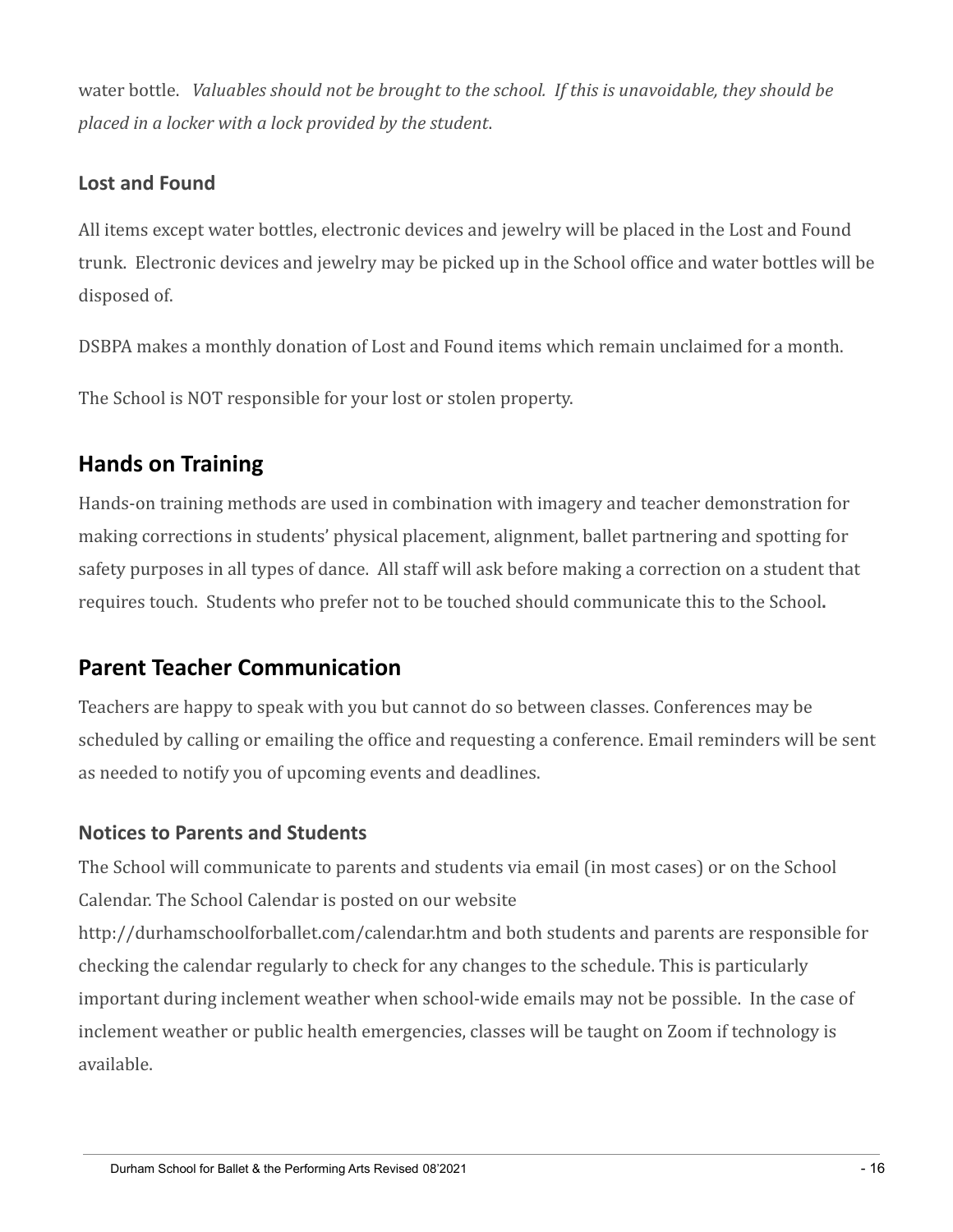water bottle. *Valuables should not be brought to the school. If this is unavoidable, they should be placed in a locker with a lock provided by the student.*

### Lost and Found

All items except water bottles, electronic devices and jewelry will be placed in the Lost and Found trunk. Electronic devices and jewelry may be picked up in the School office and water bottles will be disposed of.

DSBPA makes a monthly donation of Lost and Found items which remain unclaimed for a month.

The School is NOT responsible for your lost or stolen property.

## Hands on Training

Hands-on training methods are used in combination with imagery and teacher demonstration for making corrections in students' physical placement, alignment, ballet partnering and spotting for safety purposes in all types of dance. All staff will ask before making a correction on a student that requires touch. Students who prefer not to be touched should communicate this to the School**.**

## Parent Teacher Communication

Teachers are happy to speak with you but cannot do so between classes. Conferences may be scheduled by calling or emailing the office and requesting a conference. Email reminders will be sent as needed to notify you of upcoming events and deadlines.

### Notices to Parents and Students

The School will communicate to parents and students via email (in most cases) or on the School Calendar. The School Calendar is posted on our website http://durhamschoolforballet.com/calendar.htm and both students and parents are responsible for checking the calendar regularly to check for any changes to the schedule. This is particularly important during inclement weather when school-wide emails may not be possible. In the case of inclement weather or public health emergencies, classes will be taught on Zoom if technology is available.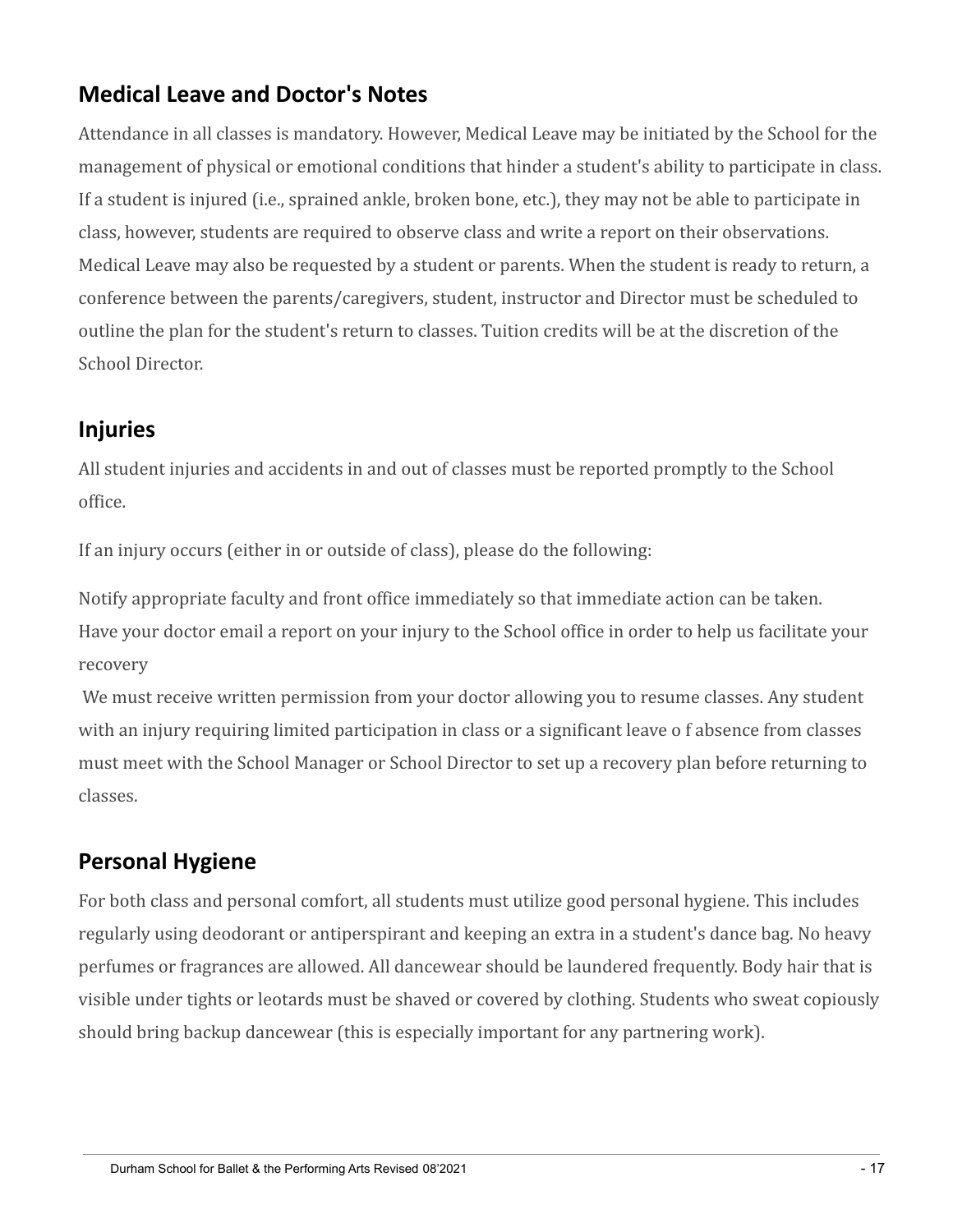## Medical Leave and Doctor's Notes

Attendance in all classes is mandatory. However, Medical Leave may be initiated by the School for the management of physical or emotional conditions that hinder a student's ability to participate in class. If a student is injured (i.e., sprained ankle, broken bone, etc.), they may not be able to participate in class, however, students are required to observe class and write a report on their observations. Medical Leave may also be requested by a student or parents. When the student is ready to return, a conference between the parents/caregivers, student, instructor and Director must be scheduled to outline the plan for the student's return to classes. Tuition credits will be at the discretion of the School Director.

## Injuries

All student injuries and accidents in and out of classes must be reported promptly to the School office.

If an injury occurs (either in or outside of class), please do the following:

Notify appropriate faculty and front office immediately so that immediate action can be taken.
Have your doctor email a report on your injury to the School office in order to help us facilitate your recovery

We must receive written permission from your doctor allowing you to resume classes. Any student with an injury requiring limited participation in class or a significant leave o f absence from classes must meet with the School Manager or School Director to set up a recovery plan before returning to classes.

## Personal Hygiene

For both class and personal comfort, all students must utilize good personal hygiene. This includes regularly using deodorant or antiperspirant and keeping an extra in a student's dance bag. No heavy perfumes or fragrances are allowed. All dancewear should be laundered frequently. Body hair that is visible under tights or leotards must be shaved or covered by clothing. Students who sweat copiously should bring backup dancewear (this is especially important for any partnering work).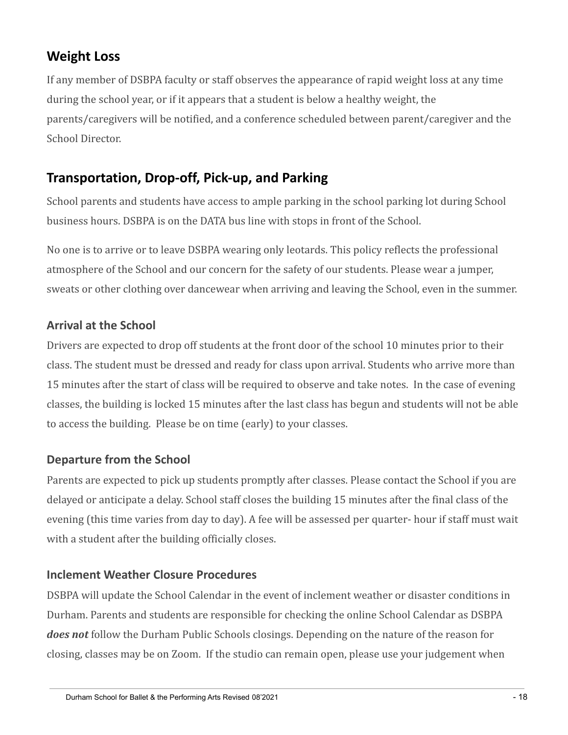## Weight Loss

If any member of DSBPA faculty or staff observes the appearance of rapid weight loss at any time during the school year, or if it appears that a student is below a healthy weight, the parents/caregivers will be notified, and a conference scheduled between parent/caregiver and the School Director.

## Transportation, Drop-off, Pick-up, and Parking

School parents and students have access to ample parking in the school parking lot during School business hours. DSBPA is on the DATA bus line with stops in front of the School.

No one is to arrive or to leave DSBPA wearing only leotards. This policy reflects the professional atmosphere of the School and our concern for the safety of our students. Please wear a jumper, sweats or other clothing over dancewear when arriving and leaving the School, even in the summer.

### Arrival at the School

Drivers are expected to drop off students at the front door of the school 10 minutes prior to their class. The student must be dressed and ready for class upon arrival. Students who arrive more than 15 minutes after the start of class will be required to observe and take notes. In the case of evening classes, the building is locked 15 minutes after the last class has begun and students will not be able to access the building. Please be on time (early) to your classes.

### Departure from the School

Parents are expected to pick up students promptly after classes. Please contact the School if you are delayed or anticipate a delay. School staff closes the building 15 minutes after the final class of the evening (this time varies from day to day). A fee will be assessed per quarter- hour if staff must wait with a student after the building officially closes.

### Inclement Weather Closure Procedures

DSBPA will update the School Calendar in the event of inclement weather or disaster conditions in Durham. Parents and students are responsible for checking the online School Calendar as DSBPA ***does not*** follow the Durham Public Schools closings. Depending on the nature of the reason for closing, classes may be on Zoom. If the studio can remain open, please use your judgement when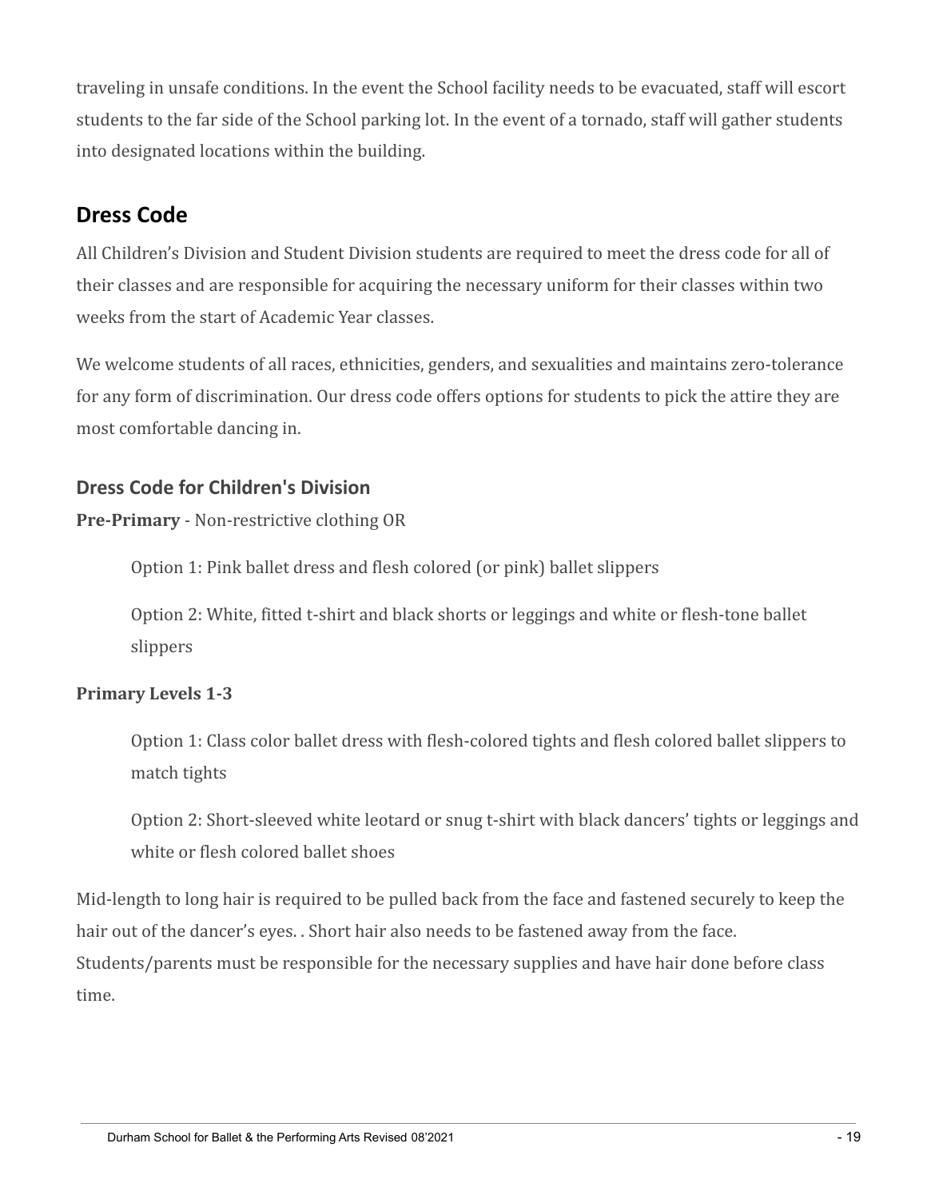traveling in unsafe conditions. In the event the School facility needs to be evacuated, staff will escort students to the far side of the School parking lot. In the event of a tornado, staff will gather students into designated locations within the building.

## Dress Code

All Children's Division and Student Division students are required to meet the dress code for all of their classes and are responsible for acquiring the necessary uniform for their classes within two weeks from the start of Academic Year classes.

We welcome students of all races, ethnicities, genders, and sexualities and maintains zero-tolerance for any form of discrimination. Our dress code offers options for students to pick the attire they are most comfortable dancing in.

### Dress Code for Children's Division

**Pre-Primary** - Non-restrictive clothing OR

Option 1: Pink ballet dress and flesh colored (or pink) ballet slippers

Option 2: White, fitted t-shirt and black shorts or leggings and white or flesh-tone ballet slippers

**Primary Levels 1-3**

Option 1: Class color ballet dress with flesh-colored tights and flesh colored ballet slippers to match tights

Option 2: Short-sleeved white leotard or snug t-shirt with black dancers' tights or leggings and white or flesh colored ballet shoes

Mid-length to long hair is required to be pulled back from the face and fastened securely to keep the hair out of the dancer's eyes. . Short hair also needs to be fastened away from the face. Students/parents must be responsible for the necessary supplies and have hair done before class time.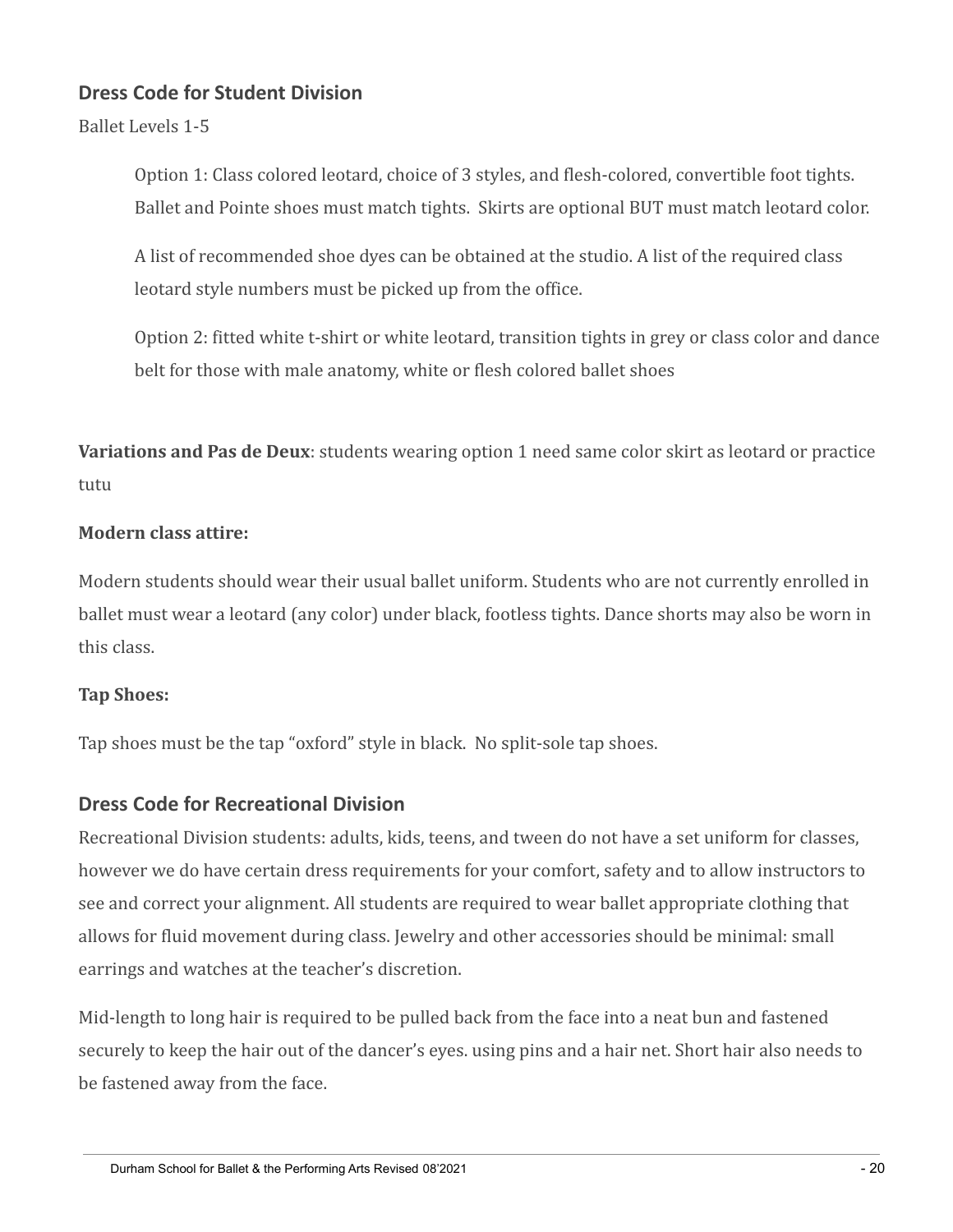## Dress Code for Student Division

Ballet Levels 1-5

> Option 1: Class colored leotard, choice of 3 styles, and flesh-colored, convertible foot tights. Ballet and Pointe shoes must match tights. Skirts are optional BUT must match leotard color.
>
> A list of recommended shoe dyes can be obtained at the studio. A list of the required class leotard style numbers must be picked up from the office.
>
> Option 2: fitted white t-shirt or white leotard, transition tights in grey or class color and dance belt for those with male anatomy, white or flesh colored ballet shoes

**Variations and Pas de Deux**: students wearing option 1 need same color skirt as leotard or practice tutu

**Modern class attire:**

Modern students should wear their usual ballet uniform. Students who are not currently enrolled in ballet must wear a leotard (any color) under black, footless tights. Dance shorts may also be worn in this class.

**Tap Shoes:**

Tap shoes must be the tap "oxford" style in black. No split-sole tap shoes.

## Dress Code for Recreational Division

Recreational Division students: adults, kids, teens, and tween do not have a set uniform for classes, however we do have certain dress requirements for your comfort, safety and to allow instructors to see and correct your alignment. All students are required to wear ballet appropriate clothing that allows for fluid movement during class. Jewelry and other accessories should be minimal: small earrings and watches at the teacher's discretion.

Mid-length to long hair is required to be pulled back from the face into a neat bun and fastened securely to keep the hair out of the dancer's eyes. using pins and a hair net. Short hair also needs to be fastened away from the face.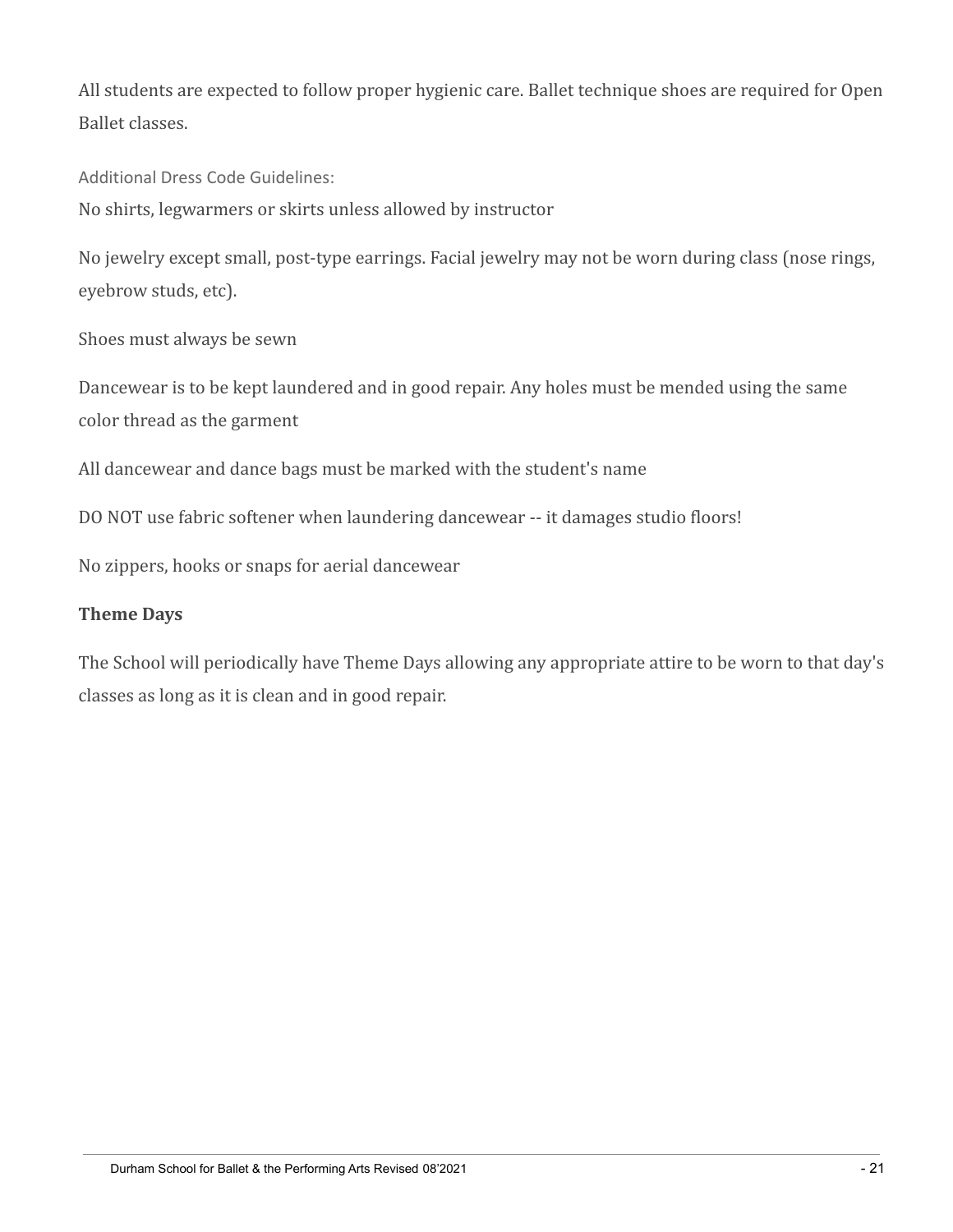All students are expected to follow proper hygienic care. Ballet technique shoes are required for Open Ballet classes.

Additional Dress Code Guidelines:

No shirts, legwarmers or skirts unless allowed by instructor

No jewelry except small, post-type earrings. Facial jewelry may not be worn during class (nose rings, eyebrow studs, etc).

Shoes must always be sewn

Dancewear is to be kept laundered and in good repair. Any holes must be mended using the same color thread as the garment

All dancewear and dance bags must be marked with the student's name

DO NOT use fabric softener when laundering dancewear -- it damages studio floors!

No zippers, hooks or snaps for aerial dancewear

**Theme Days**

The School will periodically have Theme Days allowing any appropriate attire to be worn to that day's classes as long as it is clean and in good repair.